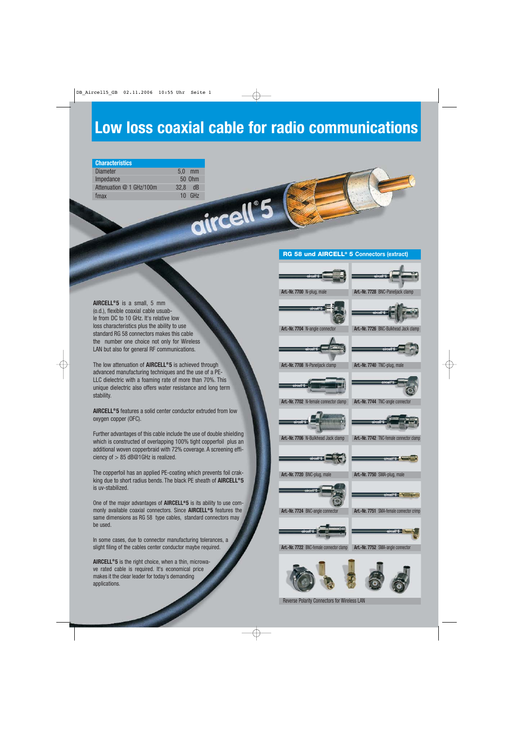# Low loss coaxial cable for radio communications

| Characteristics | |
|---|---|
| Diameter | 5,0 mm |
| Impedance | 50 Ohm |
| Attenuation @ 1 GHz/100m | 32,8 dB |
| fmax | 10 GHz |

**AIRCELL®5** is a small, 5 mm (o.d.), flexible coaxial cable usabe le from DC to 10 GHz. It's relative low loss characteristics plus the ability to use standard RG 58 connectors makes this cable the number one choice not only for Wireless LAN but also for general RF communications.

The low attenuation of **AIRCELL®5** is achieved through advanced manufacturing techniques and the use of a PE-LLC dielectric with a foaming rate of more than 70%. This unique dielectric also offers water resistance and long term stability.

**AIRCELL®5** features a solid center conductor extruded from low oxygen copper (OFC).

Further advantages of this cable include the use of double shielding which is constructed of overlapping 100% tight copperfoil plus an additional woven copperbraid with 72% coverage. A screening efficiency of > 85 dB@1GHz is realized.

The copperfoil has an applied PE-coating which prevents foil crakking due to short radius bends. The black PE sheath of **AIRCELL®5** is uv-stabilized.

One of the major advantages of **AIRCELL®5** is its ability to use commonly available coaxial connectors. Since **AIRCELL®5** features the same dimensions as RG 58 type cables, standard connectors may be used.

In some cases, due to connector manufacturing tolerances, a slight filing of the cables center conductor maybe required.

**AIRCELL®5** is the right choice, when a thin, microwave rated cable is required. It's economical price makes it the clear leader for today's demanding applications.

## RG 58 und AIRCELL® 5 Connectors (extract)

| | |
|---|---|
| **Art.-Nr. 7700** N-plug, male | **Art.-Nr. 7728** BNC-Paneljack clamp |
| **Art.-Nr. 7704** N-angle connector | **Art.-Nr. 7726** BNC-Bulkhead Jack clamp |
| **Art.-Nr. 7708** N-Paneljack clamp | **Art.-Nr. 7740** TNC-plug, male |
| **Art.-Nr. 7702** N-female connector clamp | **Art.-Nr. 7744** TNC-angle connector |
| **Art.-Nr. 7706** N-Bulkhead Jack clamp | **Art.-Nr. 7742** TNC-female connector clamp |
| **Art.-Nr. 7720** BNC-plug, male | **Art.-Nr. 7750** SMA-plug, male |
| **Art.-Nr. 7724** BNC-angle connector | **Art.-Nr. 7751** SMA-female connector crimp |
| **Art.-Nr. 7722** BNC-female connector clamp | **Art.-Nr. 7752** SMA-angle connector |

Reverse Polarity Connectors for Wireless LAN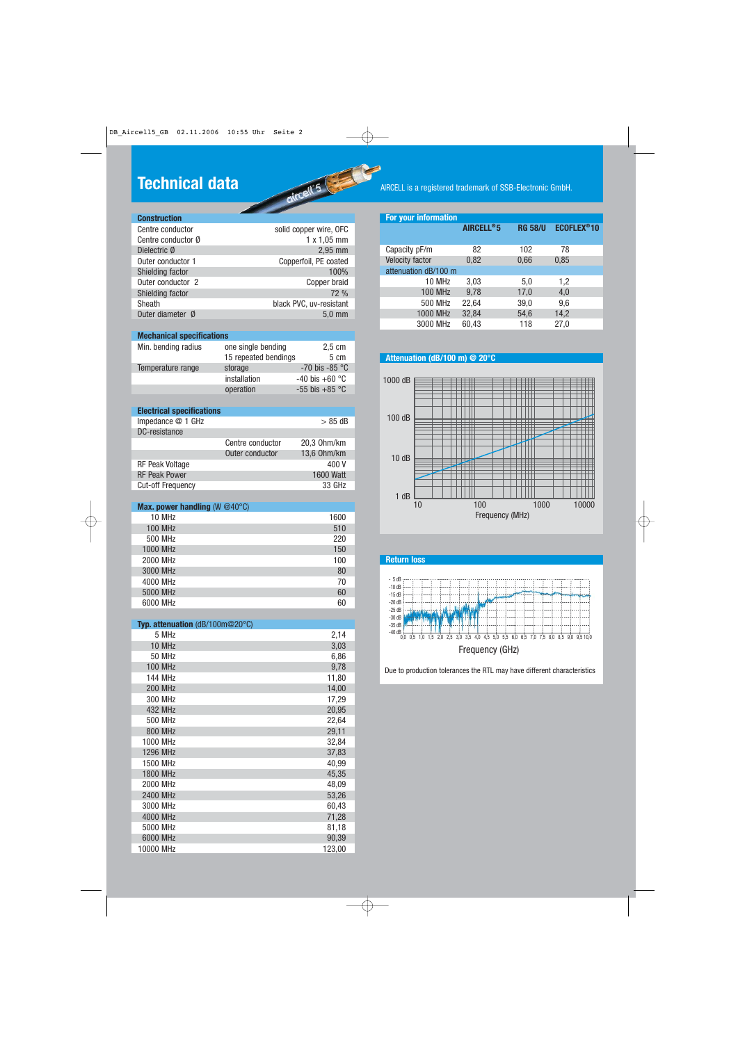# Technical data

AIRCELL is a registered trademark of SSB-Electronic GmbH.

| Construction | |
|---|---|
| Centre conductor | solid copper wire, OFC |
| Centre conductor Ø | 1 x 1,05 mm |
| Dielectric Ø | 2,95 mm |
| Outer conductor 1 | Copperfoil, PE coated |
| Shielding factor | 100% |
| Outer conductor 2 | Copper braid |
| Shielding factor | 72 % |
| Sheath | black PVC, uv-resistant |
| Outer diameter Ø | 5,0 mm |

| Mechanical specifications | | |
|---|---|---|
| Min. bending radius | one single bending | 2,5 cm |
| | 15 repeated bendings | 5 cm |
| Temperature range | storage | -70 bis -85 °C |
| | installation | -40 bis +60 °C |
| | operation | -55 bis +85 °C |

| Electrical specifications | | |
|---|---|---|
| Impedance @ 1 GHz | | > 85 dB |
| DC-resistance | | |
| | Centre conductor | 20,3 Ohm/km |
| | Outer conductor | 13,6 Ohm/km |
| RF Peak Voltage | | 400 V |
| RF Peak Power | | 1600 Watt |
| Cut-off Frequency | | 33 GHz |

| **Max. power handling** (W @40°C) | |
|---|---|
| 10 MHz | 1600 |
| 100 MHz | 510 |
| 500 MHz | 220 |
| 1000 MHz | 150 |
| 2000 MHz | 100 |
| 3000 MHz | 80 |
| 4000 MHz | 70 |
| 5000 MHz | 60 |
| 6000 MHz | 60 |

| **Typ. attenuation** (dB/100m@20°C) | |
|---|---|
| 5 MHz | 2,14 |
| 10 MHz | 3,03 |
| 50 MHz | 6,86 |
| 100 MHz | 9,78 |
| 144 MHz | 11,80 |
| 200 MHz | 14,00 |
| 300 MHz | 17,29 |
| 432 MHz | 20,95 |
| 500 MHz | 22,64 |
| 800 MHz | 29,11 |
| 1000 MHz | 32,84 |
| 1296 MHz | 37,83 |
| 1500 MHz | 40,99 |
| 1800 MHz | 45,35 |
| 2000 MHz | 48,09 |
| 2400 MHz | 53,26 |
| 3000 MHz | 60,43 |
| 4000 MHz | 71,28 |
| 5000 MHz | 81,18 |
| 6000 MHz | 90,39 |
| 10000 MHz | 123,00 |

| For your information | AIRCELL®5 | RG 58/U | ECOFLEX®10 |
|---|---|---|---|
| Capacity pF/m | 82 | 102 | 78 |
| Velocity factor | 0,82 | 0,66 | 0,85 |
| attenuation dB/100 m | | | |
| 10 MHz | 3,03 | 5,0 | 1,2 |
| 100 MHz | 9,78 | 17,0 | 4,0 |
| 500 MHz | 22,64 | 39,0 | 9,6 |
| 1000 MHz | 32,84 | 54,6 | 14,2 |
| 3000 MHz | 60,43 | 118 | 27,0 |

**Attenuation (dB/100 m) @ 20°C**

1000 dB
100 dB
10 dB
1 dB
10
100
1000
10000
Frequency (MHz)

**Return loss**

- 5 dB
-10 dB
-15 dB
-20 dB
-25 dB
-30 dB
-35 dB
-40 dB
0,0 0,5 1,0 1,5 2,0 2,5 3,0 3,5 4,0 4,5 5,0 5,5 6,0 6,5 7,0 7,5 8,0 8,5 9,0 9,5 10,0
Frequency (GHz)

Due to production tolerances the RTL may have different characteristics